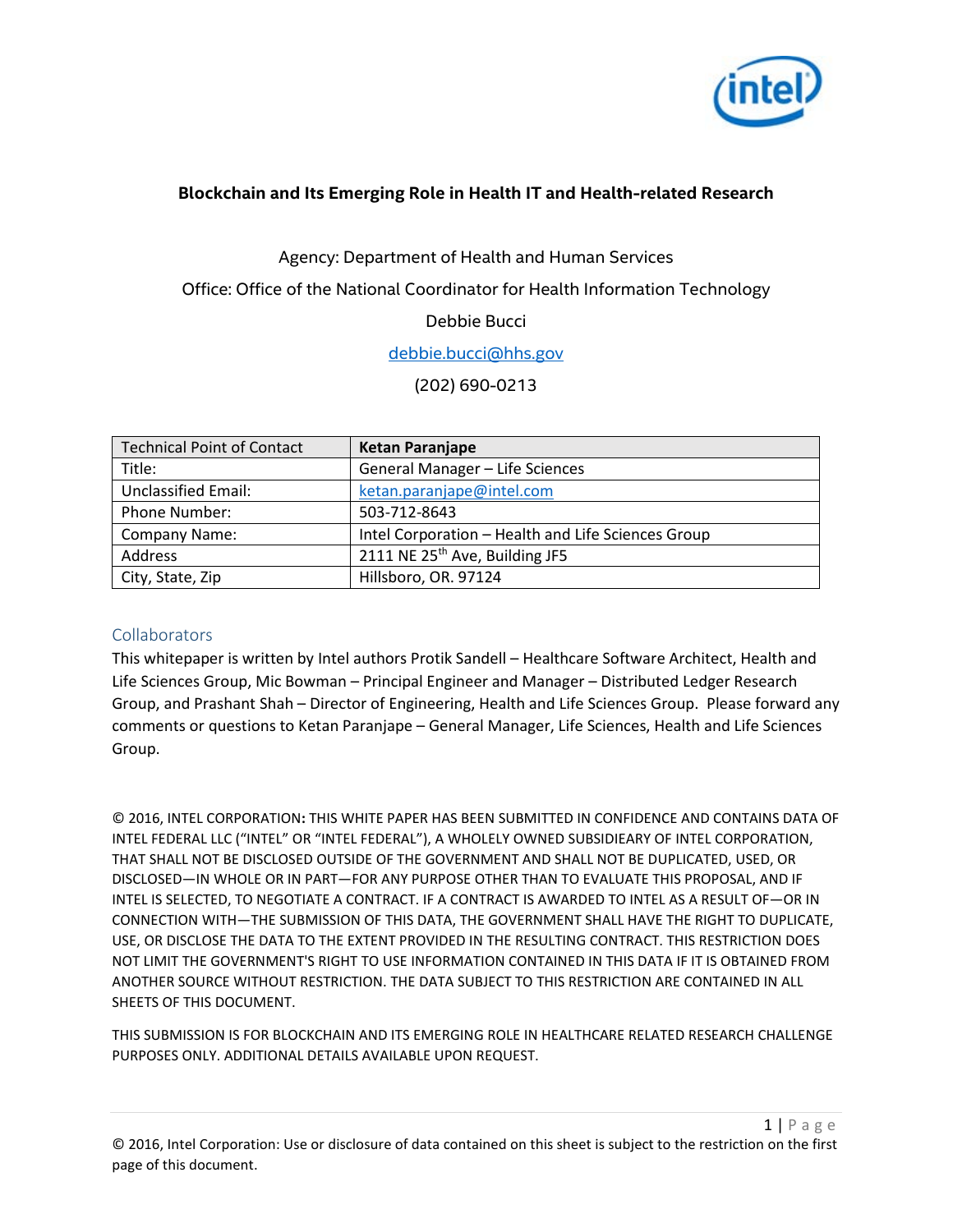# Blockchain and Its Emerging Role in Health IT and Health-related Research

Agency: Department of Health and Human Services

Office: Office of the National Coordinator for Health Information Technology

Debbie Bucci

debbie.bucci@hhs.gov

(202) 690-0213

| Technical Point of Contact | **Ketan Paranjape** |
|---|---|
| Title: | General Manager – Life Sciences |
| Unclassified Email: | ketan.paranjape@intel.com |
| Phone Number: | 503-712-8643 |
| Company Name: | Intel Corporation – Health and Life Sciences Group |
| Address | 2111 NE 25th Ave, Building JF5 |
| City, State, Zip | Hillsboro, OR. 97124 |

## Collaborators

This whitepaper is written by Intel authors Protik Sandell – Healthcare Software Architect, Health and Life Sciences Group, Mic Bowman – Principal Engineer and Manager – Distributed Ledger Research Group, and Prashant Shah – Director of Engineering, Health and Life Sciences Group. Please forward any comments or questions to Ketan Paranjape – General Manager, Life Sciences, Health and Life Sciences Group.

© 2016, INTEL CORPORATION**:** THIS WHITE PAPER HAS BEEN SUBMITTED IN CONFIDENCE AND CONTAINS DATA OF INTEL FEDERAL LLC ("INTEL" OR "INTEL FEDERAL"), A WHOLELY OWNED SUBSIDIEARY OF INTEL CORPORATION, THAT SHALL NOT BE DISCLOSED OUTSIDE OF THE GOVERNMENT AND SHALL NOT BE DUPLICATED, USED, OR DISCLOSED—IN WHOLE OR IN PART—FOR ANY PURPOSE OTHER THAN TO EVALUATE THIS PROPOSAL, AND IF INTEL IS SELECTED, TO NEGOTIATE A CONTRACT. IF A CONTRACT IS AWARDED TO INTEL AS A RESULT OF—OR IN CONNECTION WITH—THE SUBMISSION OF THIS DATA, THE GOVERNMENT SHALL HAVE THE RIGHT TO DUPLICATE, USE, OR DISCLOSE THE DATA TO THE EXTENT PROVIDED IN THE RESULTING CONTRACT. THIS RESTRICTION DOES NOT LIMIT THE GOVERNMENT'S RIGHT TO USE INFORMATION CONTAINED IN THIS DATA IF IT IS OBTAINED FROM ANOTHER SOURCE WITHOUT RESTRICTION. THE DATA SUBJECT TO THIS RESTRICTION ARE CONTAINED IN ALL SHEETS OF THIS DOCUMENT.

THIS SUBMISSION IS FOR BLOCKCHAIN AND ITS EMERGING ROLE IN HEALTHCARE RELATED RESEARCH CHALLENGE PURPOSES ONLY. ADDITIONAL DETAILS AVAILABLE UPON REQUEST.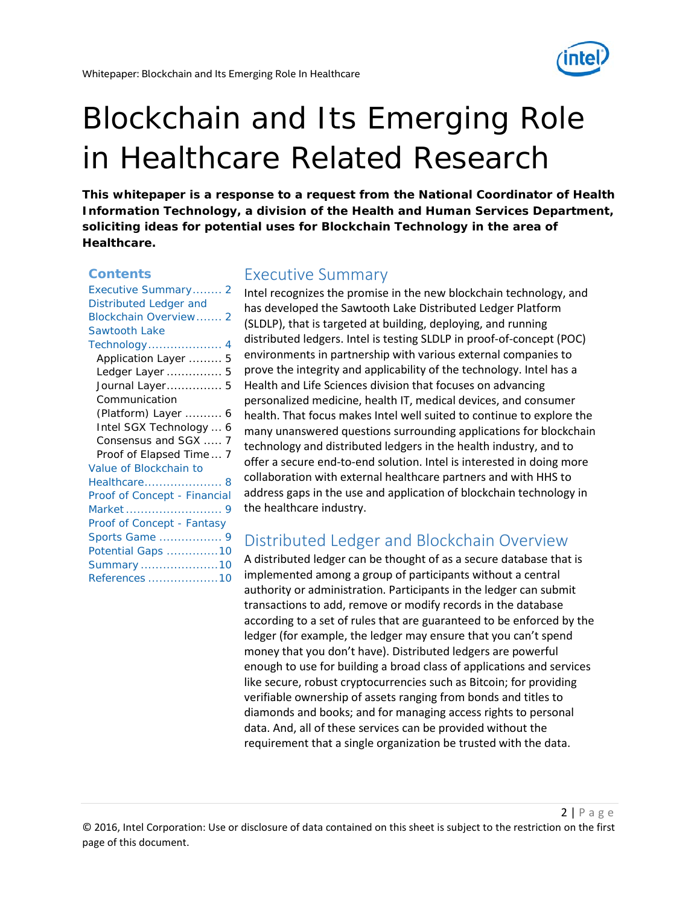// Transcription not supplied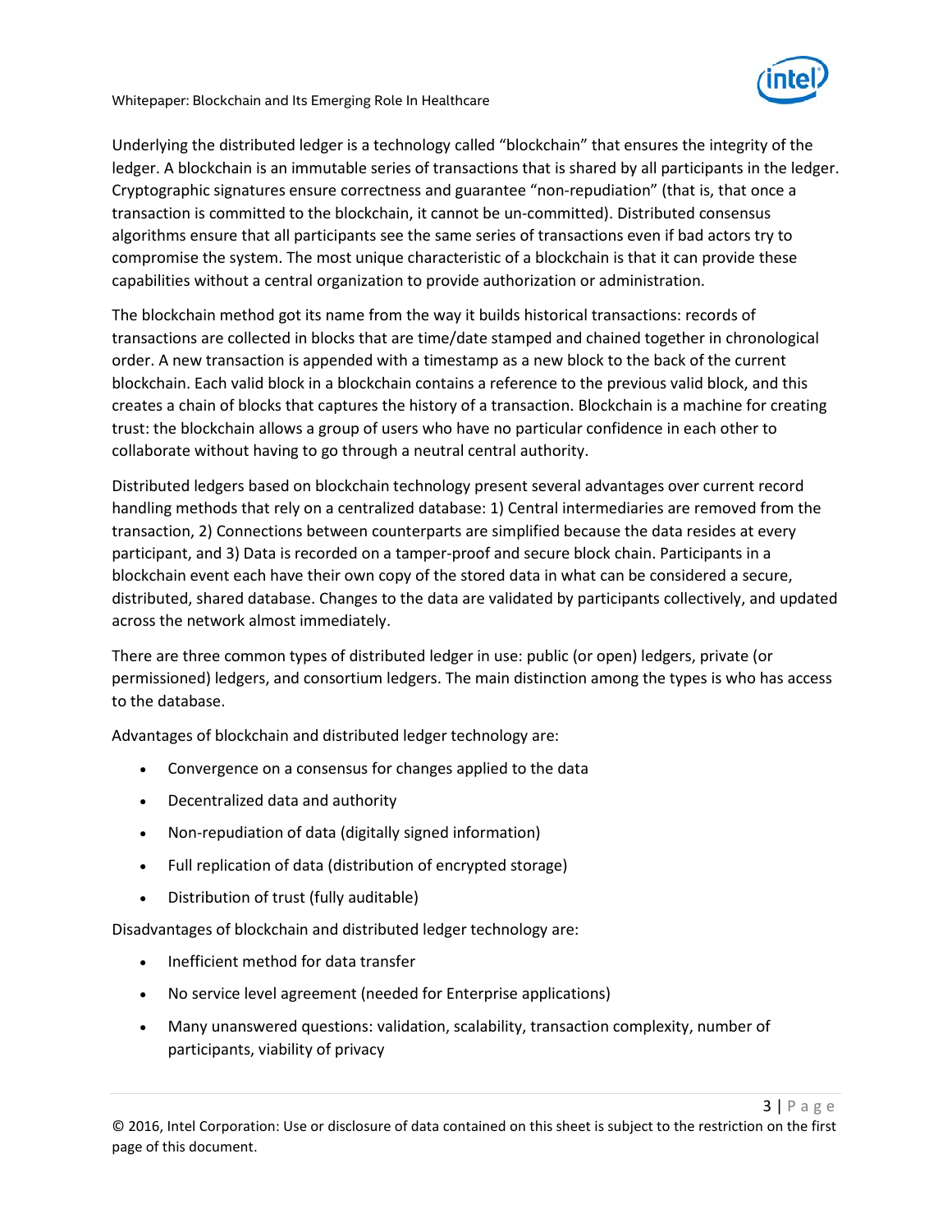Underlying the distributed ledger is a technology called "blockchain" that ensures the integrity of the ledger. A blockchain is an immutable series of transactions that is shared by all participants in the ledger. Cryptographic signatures ensure correctness and guarantee "non-repudiation" (that is, that once a transaction is committed to the blockchain, it cannot be un-committed). Distributed consensus algorithms ensure that all participants see the same series of transactions even if bad actors try to compromise the system. The most unique characteristic of a blockchain is that it can provide these capabilities without a central organization to provide authorization or administration.

The blockchain method got its name from the way it builds historical transactions: records of transactions are collected in blocks that are time/date stamped and chained together in chronological order. A new transaction is appended with a timestamp as a new block to the back of the current blockchain. Each valid block in a blockchain contains a reference to the previous valid block, and this creates a chain of blocks that captures the history of a transaction. Blockchain is a machine for creating trust: the blockchain allows a group of users who have no particular confidence in each other to collaborate without having to go through a neutral central authority.

Distributed ledgers based on blockchain technology present several advantages over current record handling methods that rely on a centralized database: 1) Central intermediaries are removed from the transaction, 2) Connections between counterparts are simplified because the data resides at every participant, and 3) Data is recorded on a tamper-proof and secure block chain. Participants in a blockchain event each have their own copy of the stored data in what can be considered a secure, distributed, shared database. Changes to the data are validated by participants collectively, and updated across the network almost immediately.

There are three common types of distributed ledger in use: public (or open) ledgers, private (or permissioned) ledgers, and consortium ledgers. The main distinction among the types is who has access to the database.

Advantages of blockchain and distributed ledger technology are:

- Convergence on a consensus for changes applied to the data
- Decentralized data and authority
- Non-repudiation of data (digitally signed information)
- Full replication of data (distribution of encrypted storage)
- Distribution of trust (fully auditable)

Disadvantages of blockchain and distributed ledger technology are:

- Inefficient method for data transfer
- No service level agreement (needed for Enterprise applications)
- Many unanswered questions: validation, scalability, transaction complexity, number of participants, viability of privacy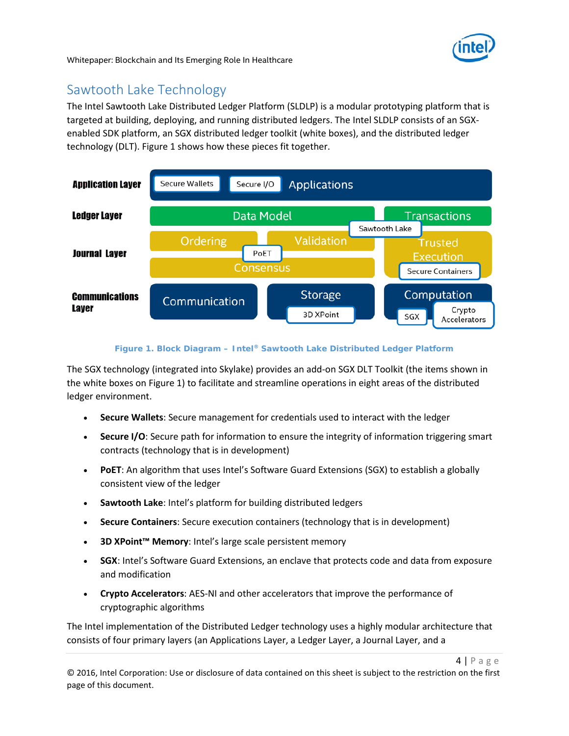## Sawtooth Lake Technology

The Intel Sawtooth Lake Distributed Ledger Platform (SLDLP) is a modular prototyping platform that is targeted at building, deploying, and running distributed ledgers. The Intel SLDLP consists of an SGX-enabled SDK platform, an SGX distributed ledger toolkit (white boxes), and the distributed ledger technology (DLT). Figure 1 shows how these pieces fit together.

Application Layer
Secure Wallets
Secure I/O
Applications
Ledger Layer
Data Model
Transactions
Sawtooth Lake
Journal Layer
Ordering
Validation
PoET
Consensus
Trusted Execution
Secure Containers
Communications Layer
Communication
Storage
3D XPoint
Computation
SGX
Crypto Accelerators

**Figure 1. Block Diagram – Intel® Sawtooth Lake Distributed Ledger Platform**

The SGX technology (integrated into Skylake) provides an add-on SGX DLT Toolkit (the items shown in the white boxes on Figure 1) to facilitate and streamline operations in eight areas of the distributed ledger environment.

- **Secure Wallets**: Secure management for credentials used to interact with the ledger
- **Secure I/O**: Secure path for information to ensure the integrity of information triggering smart contracts (technology that is in development)
- **PoET**: An algorithm that uses Intel's Software Guard Extensions (SGX) to establish a globally consistent view of the ledger
- **Sawtooth Lake**: Intel's platform for building distributed ledgers
- **Secure Containers**: Secure execution containers (technology that is in development)
- **3D XPoint™ Memory**: Intel's large scale persistent memory
- **SGX**: Intel's Software Guard Extensions, an enclave that protects code and data from exposure and modification
- **Crypto Accelerators**: AES-NI and other accelerators that improve the performance of cryptographic algorithms

The Intel implementation of the Distributed Ledger technology uses a highly modular architecture that consists of four primary layers (an Applications Layer, a Ledger Layer, a Journal Layer, and a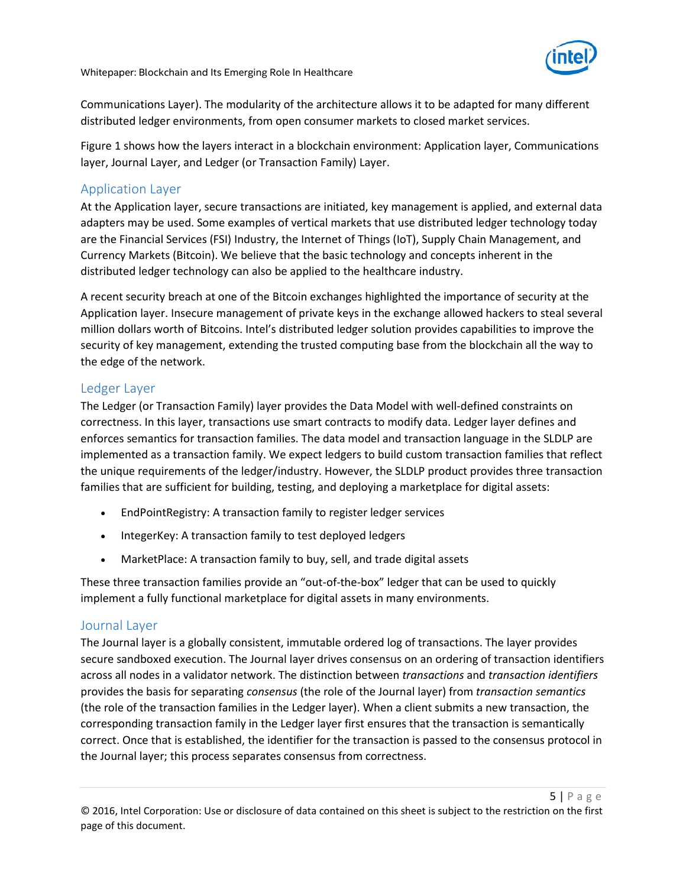Communications Layer). The modularity of the architecture allows it to be adapted for many different distributed ledger environments, from open consumer markets to closed market services.

Figure 1 shows how the layers interact in a blockchain environment: Application layer, Communications layer, Journal Layer, and Ledger (or Transaction Family) Layer.

## Application Layer

At the Application layer, secure transactions are initiated, key management is applied, and external data adapters may be used. Some examples of vertical markets that use distributed ledger technology today are the Financial Services (FSI) Industry, the Internet of Things (IoT), Supply Chain Management, and Currency Markets (Bitcoin). We believe that the basic technology and concepts inherent in the distributed ledger technology can also be applied to the healthcare industry.

A recent security breach at one of the Bitcoin exchanges highlighted the importance of security at the Application layer. Insecure management of private keys in the exchange allowed hackers to steal several million dollars worth of Bitcoins. Intel's distributed ledger solution provides capabilities to improve the security of key management, extending the trusted computing base from the blockchain all the way to the edge of the network.

## Ledger Layer

The Ledger (or Transaction Family) layer provides the Data Model with well-defined constraints on correctness. In this layer, transactions use smart contracts to modify data. Ledger layer defines and enforces semantics for transaction families. The data model and transaction language in the SLDLP are implemented as a transaction family. We expect ledgers to build custom transaction families that reflect the unique requirements of the ledger/industry. However, the SLDLP product provides three transaction families that are sufficient for building, testing, and deploying a marketplace for digital assets:

- EndPointRegistry: A transaction family to register ledger services
- IntegerKey: A transaction family to test deployed ledgers
- MarketPlace: A transaction family to buy, sell, and trade digital assets

These three transaction families provide an "out-of-the-box" ledger that can be used to quickly implement a fully functional marketplace for digital assets in many environments.

## Journal Layer

The Journal layer is a globally consistent, immutable ordered log of transactions. The layer provides secure sandboxed execution. The Journal layer drives consensus on an ordering of transaction identifiers across all nodes in a validator network. The distinction between *transactions* and *transaction identifiers* provides the basis for separating *consensus* (the role of the Journal layer) from *transaction semantics* (the role of the transaction families in the Ledger layer). When a client submits a new transaction, the corresponding transaction family in the Ledger layer first ensures that the transaction is semantically correct. Once that is established, the identifier for the transaction is passed to the consensus protocol in the Journal layer; this process separates consensus from correctness.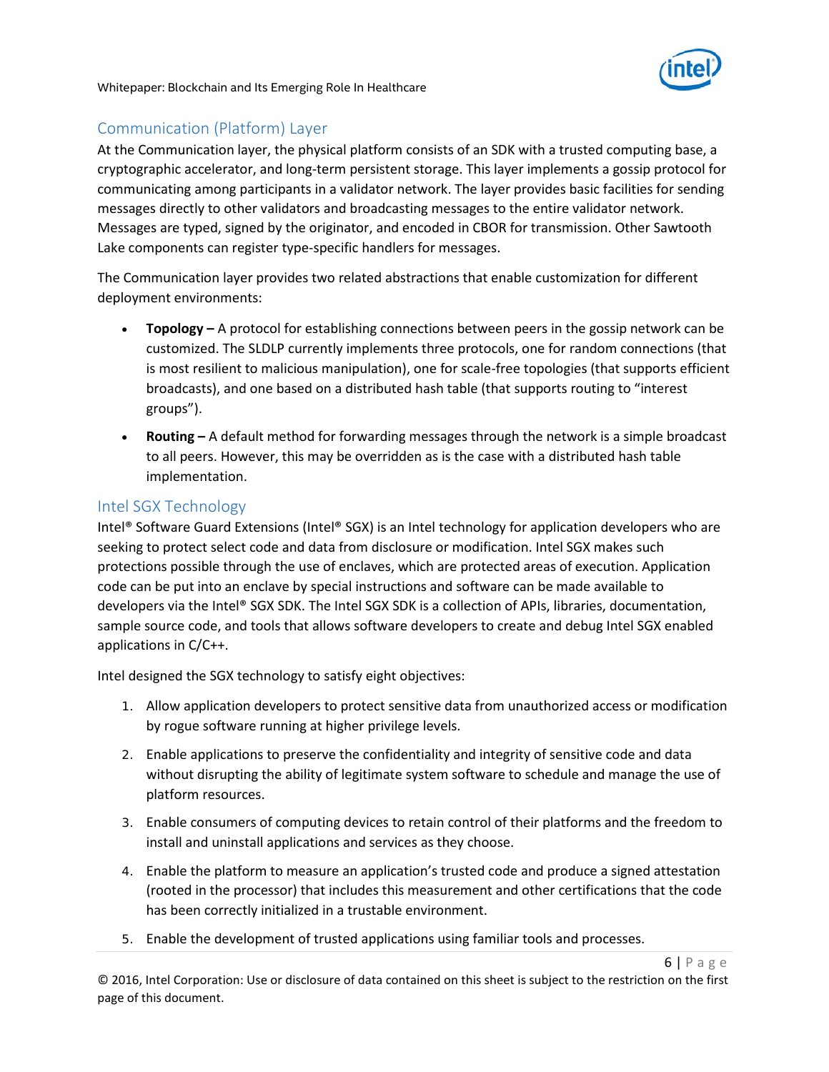## Communication (Platform) Layer

At the Communication layer, the physical platform consists of an SDK with a trusted computing base, a cryptographic accelerator, and long-term persistent storage. This layer implements a gossip protocol for communicating among participants in a validator network. The layer provides basic facilities for sending messages directly to other validators and broadcasting messages to the entire validator network. Messages are typed, signed by the originator, and encoded in CBOR for transmission. Other Sawtooth Lake components can register type-specific handlers for messages.

The Communication layer provides two related abstractions that enable customization for different deployment environments:

- **Topology –** A protocol for establishing connections between peers in the gossip network can be customized. The SLDLP currently implements three protocols, one for random connections (that is most resilient to malicious manipulation), one for scale-free topologies (that supports efficient broadcasts), and one based on a distributed hash table (that supports routing to "interest groups").
- **Routing –** A default method for forwarding messages through the network is a simple broadcast to all peers. However, this may be overridden as is the case with a distributed hash table implementation.

## Intel SGX Technology

Intel® Software Guard Extensions (Intel® SGX) is an Intel technology for application developers who are seeking to protect select code and data from disclosure or modification. Intel SGX makes such protections possible through the use of enclaves, which are protected areas of execution. Application code can be put into an enclave by special instructions and software can be made available to developers via the Intel® SGX SDK. The Intel SGX SDK is a collection of APIs, libraries, documentation, sample source code, and tools that allows software developers to create and debug Intel SGX enabled applications in C/C++.

Intel designed the SGX technology to satisfy eight objectives:

1. Allow application developers to protect sensitive data from unauthorized access or modification by rogue software running at higher privilege levels.
2. Enable applications to preserve the confidentiality and integrity of sensitive code and data without disrupting the ability of legitimate system software to schedule and manage the use of platform resources.
3. Enable consumers of computing devices to retain control of their platforms and the freedom to install and uninstall applications and services as they choose.
4. Enable the platform to measure an application's trusted code and produce a signed attestation (rooted in the processor) that includes this measurement and other certifications that the code has been correctly initialized in a trustable environment.
5. Enable the development of trusted applications using familiar tools and processes.

© 2016, Intel Corporation: Use or disclosure of data contained on this sheet is subject to the restriction on the first page of this document.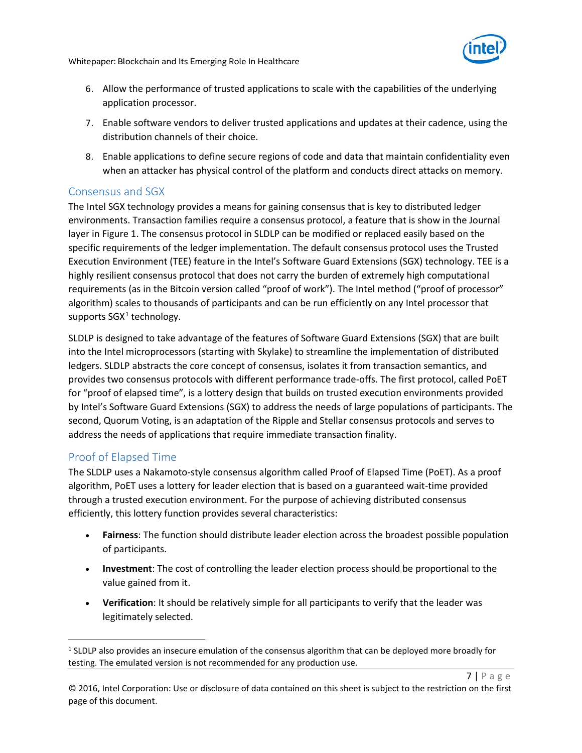6. Allow the performance of trusted applications to scale with the capabilities of the underlying application processor.
7. Enable software vendors to deliver trusted applications and updates at their cadence, using the distribution channels of their choice.
8. Enable applications to define secure regions of code and data that maintain confidentiality even when an attacker has physical control of the platform and conducts direct attacks on memory.

## Consensus and SGX

The Intel SGX technology provides a means for gaining consensus that is key to distributed ledger environments. Transaction families require a consensus protocol, a feature that is show in the Journal layer in Figure 1. The consensus protocol in SLDLP can be modified or replaced easily based on the specific requirements of the ledger implementation. The default consensus protocol uses the Trusted Execution Environment (TEE) feature in the Intel's Software Guard Extensions (SGX) technology. TEE is a highly resilient consensus protocol that does not carry the burden of extremely high computational requirements (as in the Bitcoin version called "proof of work"). The Intel method ("proof of processor" algorithm) scales to thousands of participants and can be run efficiently on any Intel processor that supports SGX[1] technology.

SLDLP is designed to take advantage of the features of Software Guard Extensions (SGX) that are built into the Intel microprocessors (starting with Skylake) to streamline the implementation of distributed ledgers. SLDLP abstracts the core concept of consensus, isolates it from transaction semantics, and provides two consensus protocols with different performance trade-offs. The first protocol, called PoET for "proof of elapsed time", is a lottery design that builds on trusted execution environments provided by Intel's Software Guard Extensions (SGX) to address the needs of large populations of participants. The second, Quorum Voting, is an adaptation of the Ripple and Stellar consensus protocols and serves to address the needs of applications that require immediate transaction finality.

## Proof of Elapsed Time

The SLDLP uses a Nakamoto-style consensus algorithm called Proof of Elapsed Time (PoET). As a proof algorithm, PoET uses a lottery for leader election that is based on a guaranteed wait-time provided through a trusted execution environment. For the purpose of achieving distributed consensus efficiently, this lottery function provides several characteristics:

- **Fairness**: The function should distribute leader election across the broadest possible population of participants.
- **Investment**: The cost of controlling the leader election process should be proportional to the value gained from it.
- **Verification**: It should be relatively simple for all participants to verify that the leader was legitimately selected.

---

[1] SLDLP also provides an insecure emulation of the consensus algorithm that can be deployed more broadly for testing. The emulated version is not recommended for any production use.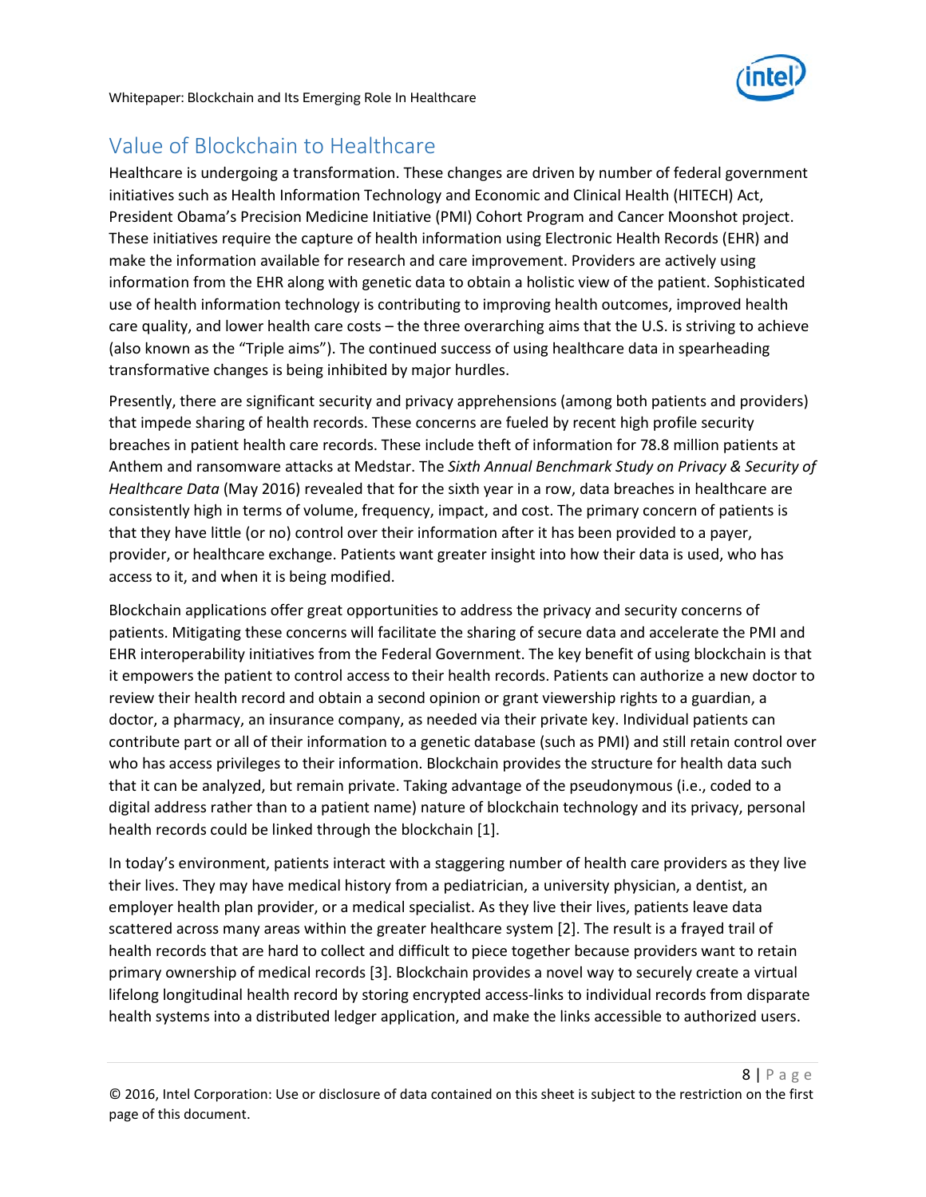## Value of Blockchain to Healthcare

Healthcare is undergoing a transformation. These changes are driven by number of federal government initiatives such as Health Information Technology and Economic and Clinical Health (HITECH) Act, President Obama's Precision Medicine Initiative (PMI) Cohort Program and Cancer Moonshot project. These initiatives require the capture of health information using Electronic Health Records (EHR) and make the information available for research and care improvement. Providers are actively using information from the EHR along with genetic data to obtain a holistic view of the patient. Sophisticated use of health information technology is contributing to improving health outcomes, improved health care quality, and lower health care costs – the three overarching aims that the U.S. is striving to achieve (also known as the "Triple aims"). The continued success of using healthcare data in spearheading transformative changes is being inhibited by major hurdles.

Presently, there are significant security and privacy apprehensions (among both patients and providers) that impede sharing of health records. These concerns are fueled by recent high profile security breaches in patient health care records. These include theft of information for 78.8 million patients at Anthem and ransomware attacks at Medstar. The *Sixth Annual Benchmark Study on Privacy & Security of Healthcare Data* (May 2016) revealed that for the sixth year in a row, data breaches in healthcare are consistently high in terms of volume, frequency, impact, and cost. The primary concern of patients is that they have little (or no) control over their information after it has been provided to a payer, provider, or healthcare exchange. Patients want greater insight into how their data is used, who has access to it, and when it is being modified.

Blockchain applications offer great opportunities to address the privacy and security concerns of patients. Mitigating these concerns will facilitate the sharing of secure data and accelerate the PMI and EHR interoperability initiatives from the Federal Government. The key benefit of using blockchain is that it empowers the patient to control access to their health records. Patients can authorize a new doctor to review their health record and obtain a second opinion or grant viewership rights to a guardian, a doctor, a pharmacy, an insurance company, as needed via their private key. Individual patients can contribute part or all of their information to a genetic database (such as PMI) and still retain control over who has access privileges to their information. Blockchain provides the structure for health data such that it can be analyzed, but remain private. Taking advantage of the pseudonymous (i.e., coded to a digital address rather than to a patient name) nature of blockchain technology and its privacy, personal health records could be linked through the blockchain [1].

In today's environment, patients interact with a staggering number of health care providers as they live their lives. They may have medical history from a pediatrician, a university physician, a dentist, an employer health plan provider, or a medical specialist. As they live their lives, patients leave data scattered across many areas within the greater healthcare system [2]. The result is a frayed trail of health records that are hard to collect and difficult to piece together because providers want to retain primary ownership of medical records [3]. Blockchain provides a novel way to securely create a virtual lifelong longitudinal health record by storing encrypted access-links to individual records from disparate health systems into a distributed ledger application, and make the links accessible to authorized users.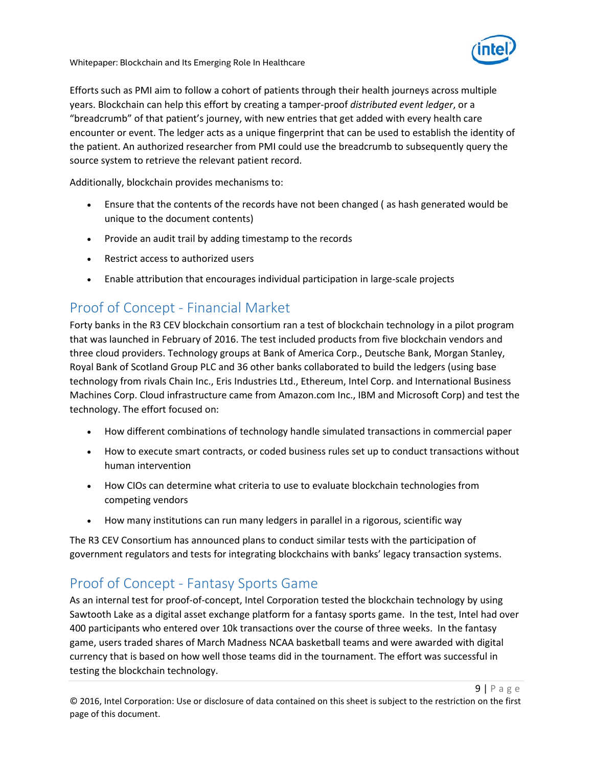Efforts such as PMI aim to follow a cohort of patients through their health journeys across multiple years. Blockchain can help this effort by creating a tamper-proof *distributed event ledger*, or a "breadcrumb" of that patient's journey, with new entries that get added with every health care encounter or event. The ledger acts as a unique fingerprint that can be used to establish the identity of the patient. An authorized researcher from PMI could use the breadcrumb to subsequently query the source system to retrieve the relevant patient record.

Additionally, blockchain provides mechanisms to:

- Ensure that the contents of the records have not been changed ( as hash generated would be unique to the document contents)
- Provide an audit trail by adding timestamp to the records
- Restrict access to authorized users
- Enable attribution that encourages individual participation in large-scale projects

## Proof of Concept - Financial Market

Forty banks in the R3 CEV blockchain consortium ran a test of blockchain technology in a pilot program that was launched in February of 2016. The test included products from five blockchain vendors and three cloud providers. Technology groups at Bank of America Corp., Deutsche Bank, Morgan Stanley, Royal Bank of Scotland Group PLC and 36 other banks collaborated to build the ledgers (using base technology from rivals Chain Inc., Eris Industries Ltd., Ethereum, Intel Corp. and International Business Machines Corp. Cloud infrastructure came from Amazon.com Inc., IBM and Microsoft Corp) and test the technology. The effort focused on:

- How different combinations of technology handle simulated transactions in commercial paper
- How to execute smart contracts, or coded business rules set up to conduct transactions without human intervention
- How CIOs can determine what criteria to use to evaluate blockchain technologies from competing vendors
- How many institutions can run many ledgers in parallel in a rigorous, scientific way

The R3 CEV Consortium has announced plans to conduct similar tests with the participation of government regulators and tests for integrating blockchains with banks' legacy transaction systems.

## Proof of Concept - Fantasy Sports Game

As an internal test for proof-of-concept, Intel Corporation tested the blockchain technology by using Sawtooth Lake as a digital asset exchange platform for a fantasy sports game. In the test, Intel had over 400 participants who entered over 10k transactions over the course of three weeks. In the fantasy game, users traded shares of March Madness NCAA basketball teams and were awarded with digital currency that is based on how well those teams did in the tournament. The effort was successful in testing the blockchain technology.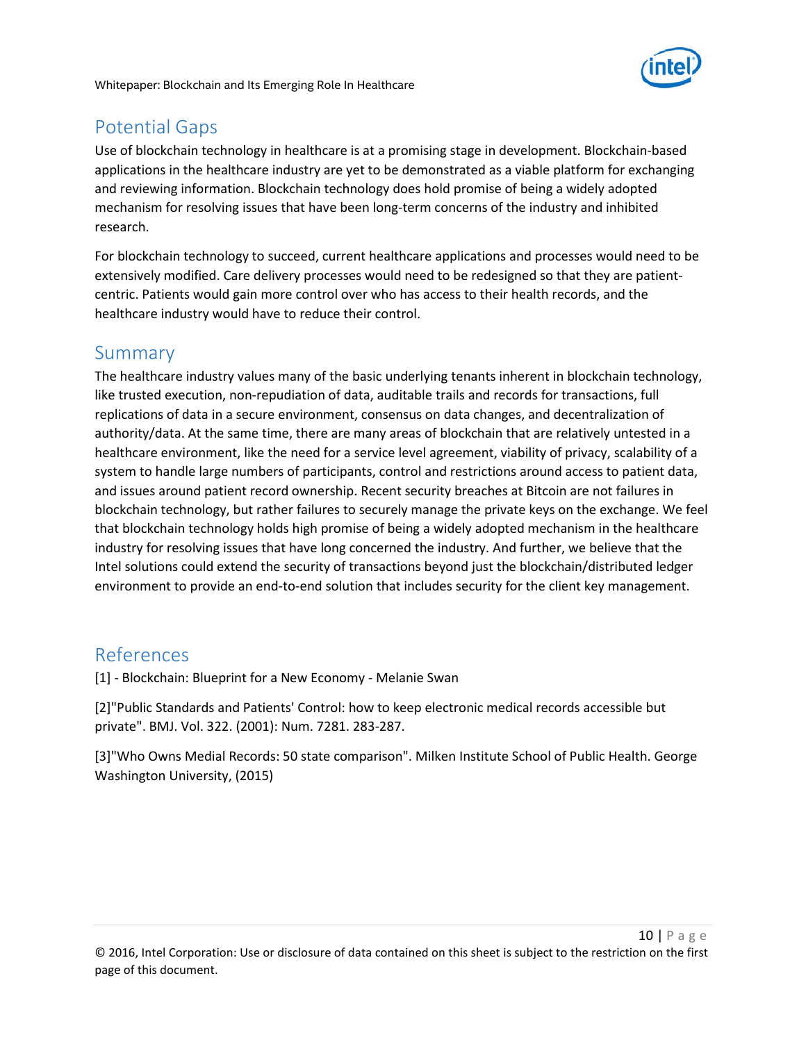## Potential Gaps

Use of blockchain technology in healthcare is at a promising stage in development. Blockchain-based applications in the healthcare industry are yet to be demonstrated as a viable platform for exchanging and reviewing information. Blockchain technology does hold promise of being a widely adopted mechanism for resolving issues that have been long-term concerns of the industry and inhibited research.

For blockchain technology to succeed, current healthcare applications and processes would need to be extensively modified. Care delivery processes would need to be redesigned so that they are patient-centric. Patients would gain more control over who has access to their health records, and the healthcare industry would have to reduce their control.

## Summary

The healthcare industry values many of the basic underlying tenants inherent in blockchain technology, like trusted execution, non-repudiation of data, auditable trails and records for transactions, full replications of data in a secure environment, consensus on data changes, and decentralization of authority/data. At the same time, there are many areas of blockchain that are relatively untested in a healthcare environment, like the need for a service level agreement, viability of privacy, scalability of a system to handle large numbers of participants, control and restrictions around access to patient data, and issues around patient record ownership. Recent security breaches at Bitcoin are not failures in blockchain technology, but rather failures to securely manage the private keys on the exchange. We feel that blockchain technology holds high promise of being a widely adopted mechanism in the healthcare industry for resolving issues that have long concerned the industry. And further, we believe that the Intel solutions could extend the security of transactions beyond just the blockchain/distributed ledger environment to provide an end-to-end solution that includes security for the client key management.

## References

[1] - Blockchain: Blueprint for a New Economy - Melanie Swan

[2]"Public Standards and Patients' Control: how to keep electronic medical records accessible but private". BMJ. Vol. 322. (2001): Num. 7281. 283-287.

[3]"Who Owns Medial Records: 50 state comparison". Milken Institute School of Public Health. George Washington University, (2015)

© 2016, Intel Corporation: Use or disclosure of data contained on this sheet is subject to the restriction on the first page of this document.